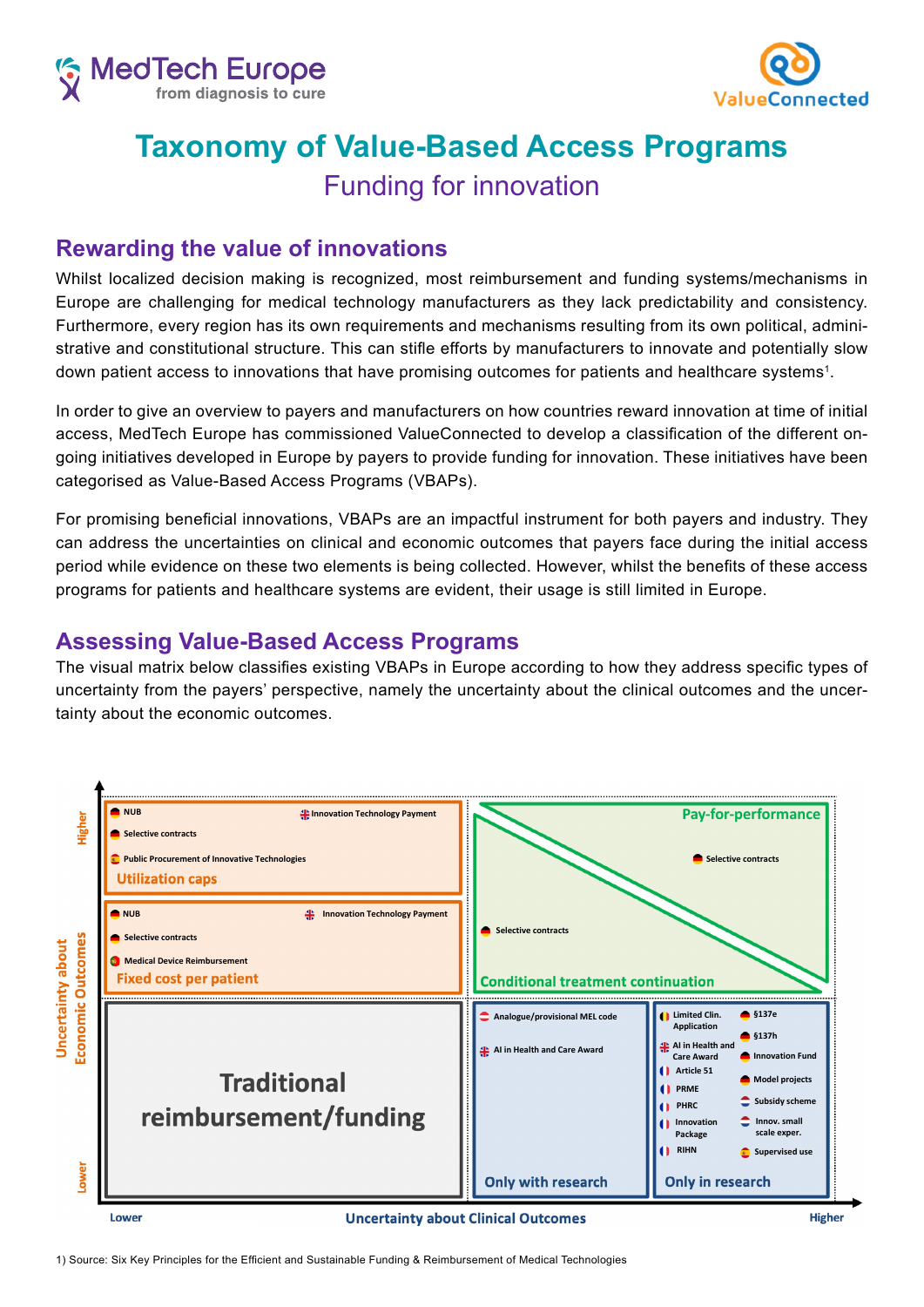MedTech Europe
from diagnosis to cure

ValueConnected

# Taxonomy of Value-Based Access Programs

## Funding for innovation

## Rewarding the value of innovations

Whilst localized decision making is recognized, most reimbursement and funding systems/mechanisms in Europe are challenging for medical technology manufacturers as they lack predictability and consistency. Furthermore, every region has its own requirements and mechanisms resulting from its own political, administrative and constitutional structure. This can stifle efforts by manufacturers to innovate and potentially slow down patient access to innovations that have promising outcomes for patients and healthcare systems[1].

In order to give an overview to payers and manufacturers on how countries reward innovation at time of initial access, MedTech Europe has commissioned ValueConnected to develop a classification of the different on-going initiatives developed in Europe by payers to provide funding for innovation. These initiatives have been categorised as Value-Based Access Programs (VBAPs).

For promising beneficial innovations, VBAPs are an impactful instrument for both payers and industry. They can address the uncertainties on clinical and economic outcomes that payers face during the initial access period while evidence on these two elements is being collected. However, whilst the benefits of these access programs for patients and healthcare systems are evident, their usage is still limited in Europe.

## Assessing Value-Based Access Programs

The visual matrix below classifies existing VBAPs in Europe according to how they address specific types of uncertainty from the payers' perspective, namely the uncertainty about the clinical outcomes and the uncertainty about the economic outcomes.

Y-axis: Uncertainty about Economic Outcomes (Lower → Higher)
X-axis: Uncertainty about Clinical Outcomes (Lower → Higher)

**Utilization caps** (higher economic uncertainty, lower clinical uncertainty):
- NUB (DE)
- Selective contracts (DE)
- Public Procurement of Innovative Technologies (ES)
- Innovation Technology Payment (UK)

**Fixed cost per patient**:
- NUB (DE)
- Selective contracts (DE)
- Medical Device Reimbursement (PT)
- Innovation Technology Payment (UK)

**Pay-for-performance** (higher economic uncertainty, higher clinical uncertainty):
- Selective contracts (DE)

**Conditional treatment continuation**:
- Selective contracts (DE)

**Traditional reimbursement/funding** (lower economic uncertainty, lower clinical uncertainty)

**Only with research** (lower economic uncertainty):
- Analogue/provisional MEL code (AT)
- AI in Health and Care Award (UK)

**Only in research** (lower economic uncertainty, higher clinical uncertainty):
- Limited Clin. Application (BE)
- AI in Health and Care Award (UK)
- Article 51 (FR)
- PRME (FR)
- PHRC (FR)
- Innovation Package (FR)
- RIHN (FR)
- §137e (DE)
- §137h (DE)
- Innovation Fund (DE)
- Model projects (DE)
- Subsidy scheme (NL)
- Innov. small scale exper. (NL)
- Supervised use (ES)

1) Source: Six Key Principles for the Efficient and Sustainable Funding & Reimbursement of Medical Technologies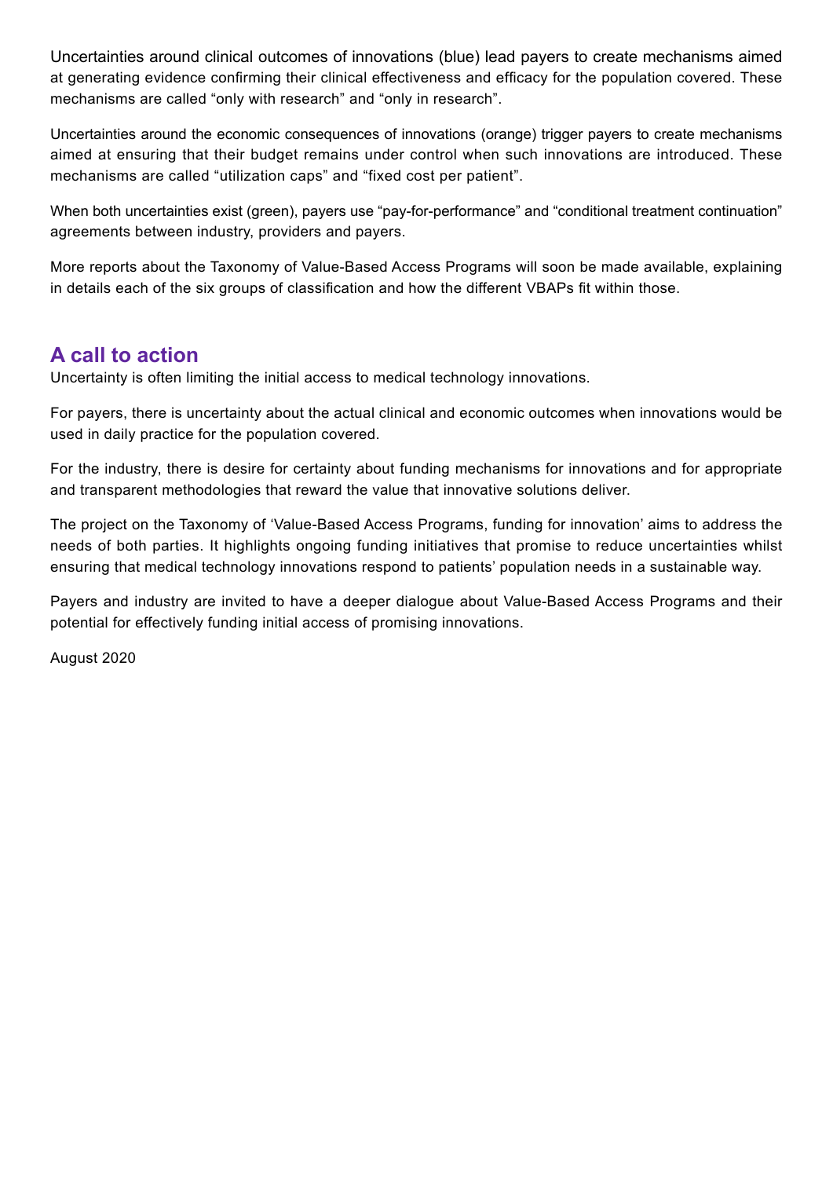Uncertainties around clinical outcomes of innovations (blue) lead payers to create mechanisms aimed at generating evidence confirming their clinical effectiveness and efficacy for the population covered. These mechanisms are called “only with research” and “only in research”.

Uncertainties around the economic consequences of innovations (orange) trigger payers to create mechanisms aimed at ensuring that their budget remains under control when such innovations are introduced. These mechanisms are called “utilization caps” and “fixed cost per patient”.

When both uncertainties exist (green), payers use “pay-for-performance” and “conditional treatment continuation” agreements between industry, providers and payers.

More reports about the Taxonomy of Value-Based Access Programs will soon be made available, explaining in details each of the six groups of classification and how the different VBAPs fit within those.

## A call to action

Uncertainty is often limiting the initial access to medical technology innovations.

For payers, there is uncertainty about the actual clinical and economic outcomes when innovations would be used in daily practice for the population covered.

For the industry, there is desire for certainty about funding mechanisms for innovations and for appropriate and transparent methodologies that reward the value that innovative solutions deliver.

The project on the Taxonomy of ‘Value-Based Access Programs, funding for innovation’ aims to address the needs of both parties. It highlights ongoing funding initiatives that promise to reduce uncertainties whilst ensuring that medical technology innovations respond to patients’ population needs in a sustainable way.

Payers and industry are invited to have a deeper dialogue about Value-Based Access Programs and their potential for effectively funding initial access of promising innovations.

August 2020